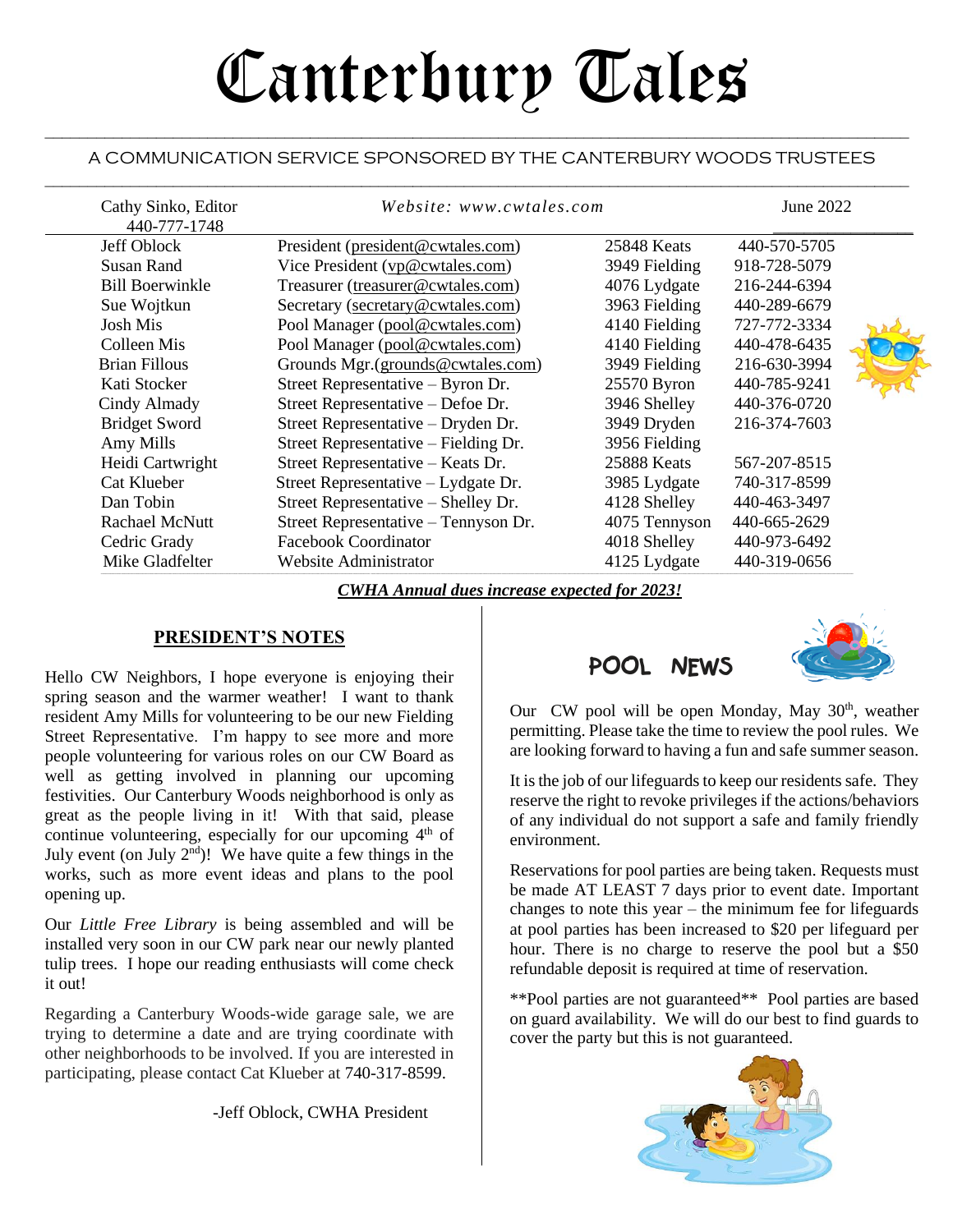# Canterbury Tales

A COMMUNICATION SERVICE SPONSORED BY THE CANTERBURY WOODS TRUSTEES

Cathy Sinko, Editor 440-777-1748 | *Website: www.cwtales.com* | June 2022

| | | | |
|---|---|---|---|
| Jeff Oblock | President (president@cwtales.com) | 25848 Keats | 440-570-5705 |
| Susan Rand | Vice President (vp@cwtales.com) | 3949 Fielding | 918-728-5079 |
| Bill Boerwinkle | Treasurer (treasurer@cwtales.com) | 4076 Lydgate | 216-244-6394 |
| Sue Wojtkun | Secretary (secretary@cwtales.com) | 3963 Fielding | 440-289-6679 |
| Josh Mis | Pool Manager (pool@cwtales.com) | 4140 Fielding | 727-772-3334 |
| Colleen Mis | Pool Manager (pool@cwtales.com) | 4140 Fielding | 440-478-6435 |
| Brian Fillous | Grounds Mgr.(grounds@cwtales.com) | 3949 Fielding | 216-630-3994 |
| Kati Stocker | Street Representative – Byron Dr. | 25570 Byron | 440-785-9241 |
| Cindy Almady | Street Representative – Defoe Dr. | 3946 Shelley | 440-376-0720 |
| Bridget Sword | Street Representative – Dryden Dr. | 3949 Dryden | 216-374-7603 |
| Amy Mills | Street Representative – Fielding Dr. | 3956 Fielding | |
| Heidi Cartwright | Street Representative – Keats Dr. | 25888 Keats | 567-207-8515 |
| Cat Klueber | Street Representative – Lydgate Dr. | 3985 Lydgate | 740-317-8599 |
| Dan Tobin | Street Representative – Shelley Dr. | 4128 Shelley | 440-463-3497 |
| Rachael McNutt | Street Representative – Tennyson Dr. | 4075 Tennyson | 440-665-2629 |
| Cedric Grady | Facebook Coordinator | 4018 Shelley | 440-973-6492 |
| Mike Gladfelter | Website Administrator | 4125 Lydgate | 440-319-0656 |

***CWHA Annual dues increase expected for 2023!***

## PRESIDENT'S NOTES

Hello CW Neighbors, I hope everyone is enjoying their spring season and the warmer weather! I want to thank resident Amy Mills for volunteering to be our new Fielding Street Representative. I'm happy to see more and more people volunteering for various roles on our CW Board as well as getting involved in planning our upcoming festivities. Our Canterbury Woods neighborhood is only as great as the people living in it! With that said, please continue volunteering, especially for our upcoming 4th of July event (on July 2nd)! We have quite a few things in the works, such as more event ideas and plans to the pool opening up.

Our *Little Free Library* is being assembled and will be installed very soon in our CW park near our newly planted tulip trees. I hope our reading enthusiasts will come check it out!

Regarding a Canterbury Woods-wide garage sale, we are trying to determine a date and are trying coordinate with other neighborhoods to be involved. If you are interested in participating, please contact Cat Klueber at 740-317-8599.

-Jeff Oblock, CWHA President

## POOL NEWS

Our CW pool will be open Monday, May 30th, weather permitting. Please take the time to review the pool rules. We are looking forward to having a fun and safe summer season.

It is the job of our lifeguards to keep our residents safe. They reserve the right to revoke privileges if the actions/behaviors of any individual do not support a safe and family friendly environment.

Reservations for pool parties are being taken. Requests must be made AT LEAST 7 days prior to event date. Important changes to note this year – the minimum fee for lifeguards at pool parties has been increased to $20 per lifeguard per hour. There is no charge to reserve the pool but a $50 refundable deposit is required at time of reservation.

**Pool parties are not guaranteed** Pool parties are based on guard availability. We will do our best to find guards to cover the party but this is not guaranteed.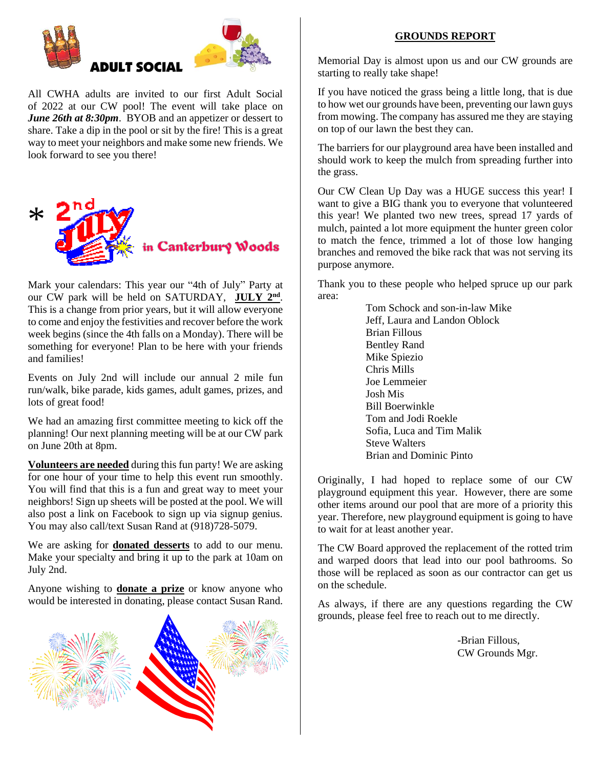## ADULT SOCIAL

All CWHA adults are invited to our first Adult Social of 2022 at our CW pool! The event will take place on ***June 26th at 8:30pm***. BYOB and an appetizer or dessert to share. Take a dip in the pool or sit by the fire! This is a great way to meet your neighbors and make some new friends. We look forward to see you there!

## * 2nd July in Canterbury Woods

Mark your calendars: This year our "4th of July" Party at our CW park will be held on SATURDAY, **JULY 2nd**. This is a change from prior years, but it will allow everyone to come and enjoy the festivities and recover before the work week begins (since the 4th falls on a Monday). There will be something for everyone! Plan to be here with your friends and families!

Events on July 2nd will include our annual 2 mile fun run/walk, bike parade, kids games, adult games, prizes, and lots of great food!

We had an amazing first committee meeting to kick off the planning! Our next planning meeting will be at our CW park on June 20th at 8pm.

**Volunteers are needed** during this fun party! We are asking for one hour of your time to help this event run smoothly. You will find that this is a fun and great way to meet your neighbors! Sign up sheets will be posted at the pool. We will also post a link on Facebook to sign up via signup genius. You may also call/text Susan Rand at (918)728-5079.

We are asking for **donated desserts** to add to our menu. Make your specialty and bring it up to the park at 10am on July 2nd.

Anyone wishing to **donate a prize** or know anyone who would be interested in donating, please contact Susan Rand.

## GROUNDS REPORT

Memorial Day is almost upon us and our CW grounds are starting to really take shape!

If you have noticed the grass being a little long, that is due to how wet our grounds have been, preventing our lawn guys from mowing. The company has assured me they are staying on top of our lawn the best they can.

The barriers for our playground area have been installed and should work to keep the mulch from spreading further into the grass.

Our CW Clean Up Day was a HUGE success this year! I want to give a BIG thank you to everyone that volunteered this year! We planted two new trees, spread 17 yards of mulch, painted a lot more equipment the hunter green color to match the fence, trimmed a lot of those low hanging branches and removed the bike rack that was not serving its purpose anymore.

Thank you to these people who helped spruce up our park area:

Tom Schock and son-in-law Mike
Jeff, Laura and Landon Oblock
Brian Fillous
Bentley Rand
Mike Spiezio
Chris Mills
Joe Lemmeier
Josh Mis
Bill Boerwinkle
Tom and Jodi Roekle
Sofia, Luca and Tim Malik
Steve Walters
Brian and Dominic Pinto

Originally, I had hoped to replace some of our CW playground equipment this year. However, there are some other items around our pool that are more of a priority this year. Therefore, new playground equipment is going to have to wait for at least another year.

The CW Board approved the replacement of the rotted trim and warped doors that lead into our pool bathrooms. So those will be replaced as soon as our contractor can get us on the schedule.

As always, if there are any questions regarding the CW grounds, please feel free to reach out to me directly.

-Brian Fillous,
CW Grounds Mgr.